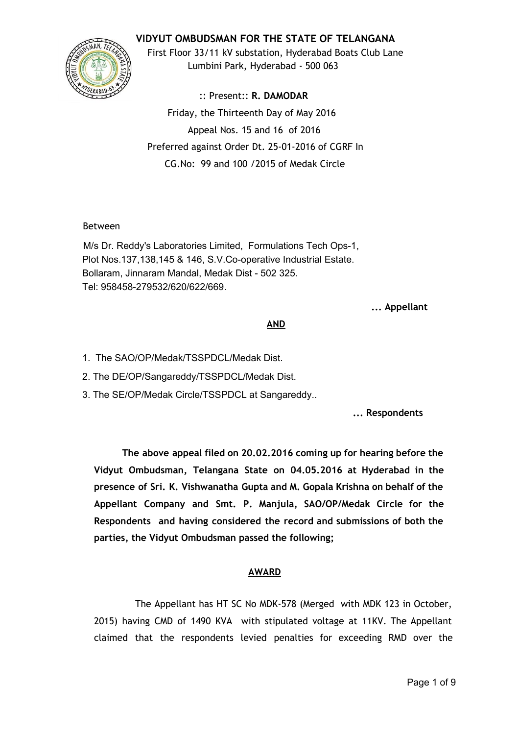# VIDYUT OMBUDSMAN FOR THE STATE OF TELANGANA

First Floor 33/11 kV substation, Hyderabad Boats Club Lane
Lumbini Park, Hyderabad - 500 063

:: Present:: **R. DAMODAR**

Friday, the Thirteenth Day of May 2016

Appeal Nos. 15 and 16 of 2016

Preferred against Order Dt. 25-01-2016 of CGRF In
CG.No: 99 and 100 /2015 of Medak Circle

Between

M/s Dr. Reddy's Laboratories Limited, Formulations Tech Ops-1,
Plot Nos.137,138,145 & 146, S.V.Co-operative Industrial Estate.
Bollaram, Jinnaram Mandal, Medak Dist - 502 325.
Tel: 958458-279532/620/622/669.

**... Appellant**

**AND**

1. The SAO/OP/Medak/TSSPDCL/Medak Dist.
2. The DE/OP/Sangareddy/TSSPDCL/Medak Dist.
3. The SE/OP/Medak Circle/TSSPDCL at Sangareddy..

**... Respondents**

**The above appeal filed on 20.02.2016 coming up for hearing before the Vidyut Ombudsman, Telangana State on 04.05.2016 at Hyderabad in the presence of Sri. K. Vishwanatha Gupta and M. Gopala Krishna on behalf of the Appellant Company and Smt. P. Manjula, SAO/OP/Medak Circle for the Respondents and having considered the record and submissions of both the parties, the Vidyut Ombudsman passed the following;**

## AWARD

The Appellant has HT SC No MDK-578 (Merged with MDK 123 in October, 2015) having CMD of 1490 KVA with stipulated voltage at 11KV. The Appellant claimed that the respondents levied penalties for exceeding RMD over the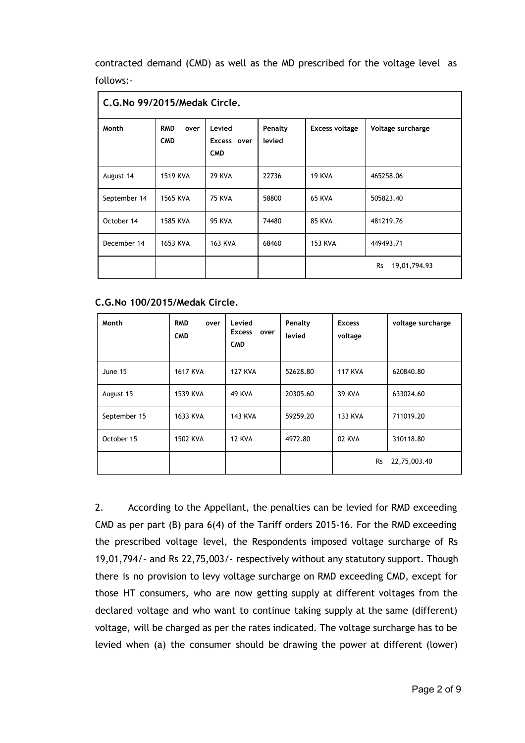contracted demand (CMD) as well as the MD prescribed for the voltage level as follows:-

| C.G.No 99/2015/Medak Circle. | | | | | |
|---|---|---|---|---|---|
| **Month** | **RMD over CMD** | **Levied Excess over CMD** | **Penalty levied** | **Excess voltage** | **Voltage surcharge** |
| August 14 | 1519 KVA | 29 KVA | 22736 | 19 KVA | 465258.06 |
| September 14 | 1565 KVA | 75 KVA | 58800 | 65 KVA | 505823.40 |
| October 14 | 1585 KVA | 95 KVA | 74480 | 85 KVA | 481219.76 |
| December 14 | 1653 KVA | 163 KVA | 68460 | 153 KVA | 449493.71 |
| | | | | | Rs 19,01,794.93 |

**C.G.No 100/2015/Medak Circle.**

| Month | RMD over CMD | Levied Excess over CMD | Penalty levied | Excess voltage | voltage surcharge |
|---|---|---|---|---|---|
| June 15 | 1617 KVA | 127 KVA | 52628.80 | 117 KVA | 620840.80 |
| August 15 | 1539 KVA | 49 KVA | 20305.60 | 39 KVA | 633024.60 |
| September 15 | 1633 KVA | 143 KVA | 59259.20 | 133 KVA | 711019.20 |
| October 15 | 1502 KVA | 12 KVA | 4972.80 | 02 KVA | 310118.80 |
| | | | | | Rs 22,75,003.40 |

2. According to the Appellant, the penalties can be levied for RMD exceeding CMD as per part (B) para 6(4) of the Tariff orders 2015-16. For the RMD exceeding the prescribed voltage level, the Respondents imposed voltage surcharge of Rs 19,01,794/- and Rs 22,75,003/- respectively without any statutory support. Though there is no provision to levy voltage surcharge on RMD exceeding CMD, except for those HT consumers, who are now getting supply at different voltages from the declared voltage and who want to continue taking supply at the same (different) voltage, will be charged as per the rates indicated. The voltage surcharge has to be levied when (a) the consumer should be drawing the power at different (lower)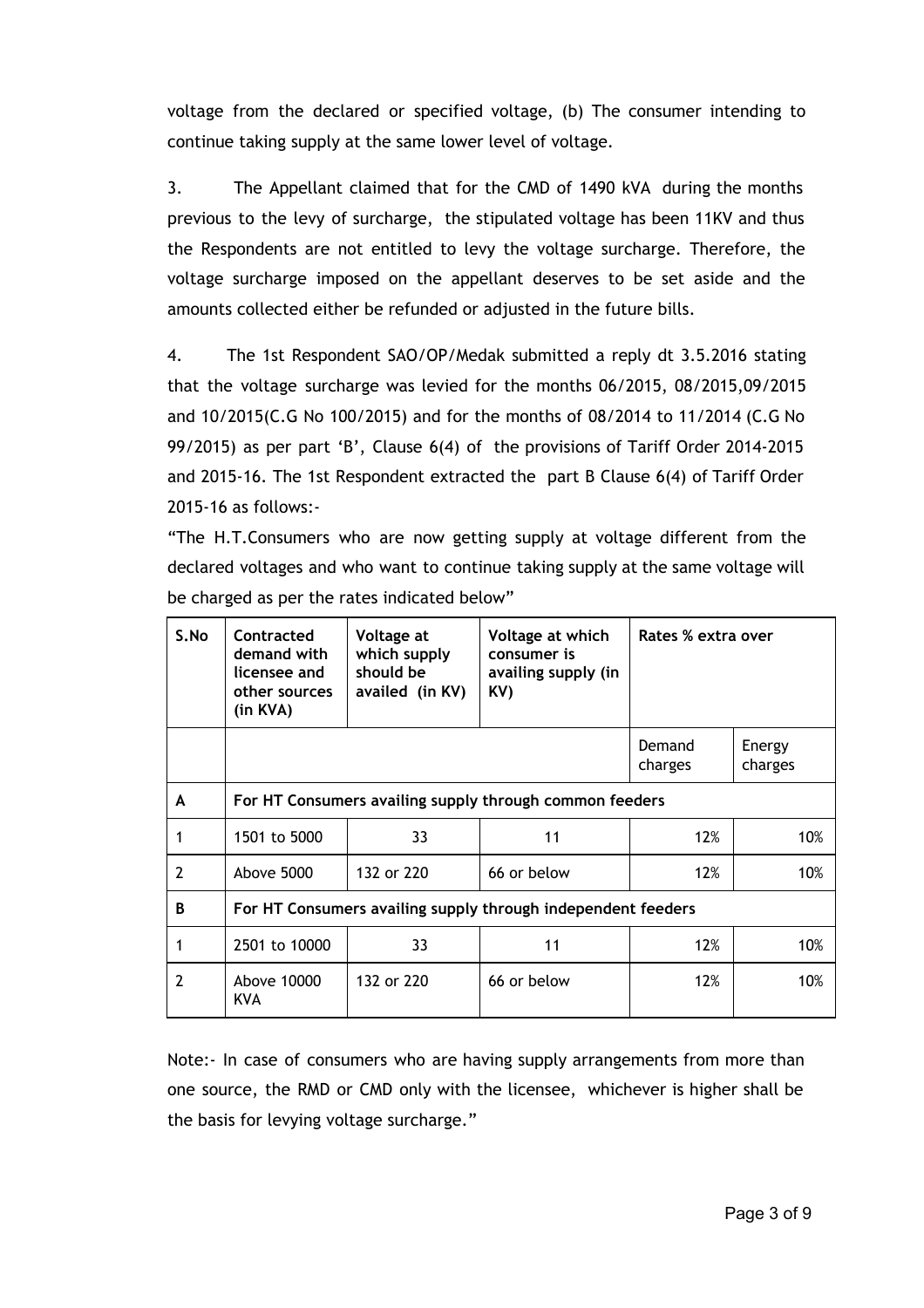voltage from the declared or specified voltage, (b) The consumer intending to continue taking supply at the same lower level of voltage.

3. The Appellant claimed that for the CMD of 1490 kVA during the months previous to the levy of surcharge, the stipulated voltage has been 11KV and thus the Respondents are not entitled to levy the voltage surcharge. Therefore, the voltage surcharge imposed on the appellant deserves to be set aside and the amounts collected either be refunded or adjusted in the future bills.

4. The 1st Respondent SAO/OP/Medak submitted a reply dt 3.5.2016 stating that the voltage surcharge was levied for the months 06/2015, 08/2015,09/2015 and 10/2015(C.G No 100/2015) and for the months of 08/2014 to 11/2014 (C.G No 99/2015) as per part 'B', Clause 6(4) of the provisions of Tariff Order 2014-2015 and 2015-16. The 1st Respondent extracted the part B Clause 6(4) of Tariff Order 2015-16 as follows:-

"The H.T.Consumers who are now getting supply at voltage different from the declared voltages and who want to continue taking supply at the same voltage will be charged as per the rates indicated below"

| S.No | Contracted demand with licensee and other sources (in KVA) | Voltage at which supply should be availed (in KV) | Voltage at which consumer is availing supply (in KV) | Rates % extra over | |
|---|---|---|---|---|---|
| | | | | Demand charges | Energy charges |
| A | For HT Consumers availing supply through common feeders | | | | |
| 1 | 1501 to 5000 | 33 | 11 | 12% | 10% |
| 2 | Above 5000 | 132 or 220 | 66 or below | 12% | 10% |
| B | For HT Consumers availing supply through independent feeders | | | | |
| 1 | 2501 to 10000 | 33 | 11 | 12% | 10% |
| 2 | Above 10000 KVA | 132 or 220 | 66 or below | 12% | 10% |

Note:- In case of consumers who are having supply arrangements from more than one source, the RMD or CMD only with the licensee, whichever is higher shall be the basis for levying voltage surcharge."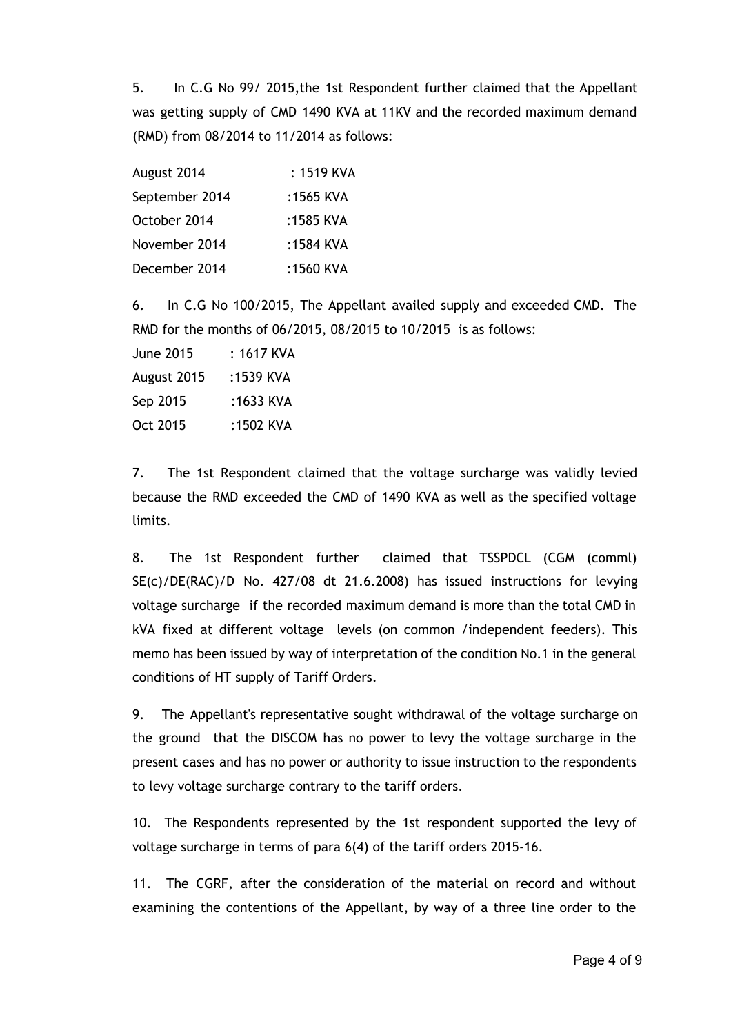5. In C.G No 99/ 2015,the 1st Respondent further claimed that the Appellant was getting supply of CMD 1490 KVA at 11KV and the recorded maximum demand (RMD) from 08/2014 to 11/2014 as follows:

| | |
|---|---|
| August 2014 | : 1519 KVA |
| September 2014 | :1565 KVA |
| October 2014 | :1585 KVA |
| November 2014 | :1584 KVA |
| December 2014 | :1560 KVA |

6. In C.G No 100/2015, The Appellant availed supply and exceeded CMD. The RMD for the months of 06/2015, 08/2015 to 10/2015 is as follows:

| | |
|---|---|
| June 2015 | : 1617 KVA |
| August 2015 | :1539 KVA |
| Sep 2015 | :1633 KVA |
| Oct 2015 | :1502 KVA |

7. The 1st Respondent claimed that the voltage surcharge was validly levied because the RMD exceeded the CMD of 1490 KVA as well as the specified voltage limits.

8. The 1st Respondent further claimed that TSSPDCL (CGM (comml) SE(c)/DE(RAC)/D No. 427/08 dt 21.6.2008) has issued instructions for levying voltage surcharge if the recorded maximum demand is more than the total CMD in kVA fixed at different voltage levels (on common /independent feeders). This memo has been issued by way of interpretation of the condition No.1 in the general conditions of HT supply of Tariff Orders.

9. The Appellant's representative sought withdrawal of the voltage surcharge on the ground that the DISCOM has no power to levy the voltage surcharge in the present cases and has no power or authority to issue instruction to the respondents to levy voltage surcharge contrary to the tariff orders.

10. The Respondents represented by the 1st respondent supported the levy of voltage surcharge in terms of para 6(4) of the tariff orders 2015-16.

11. The CGRF, after the consideration of the material on record and without examining the contentions of the Appellant, by way of a three line order to the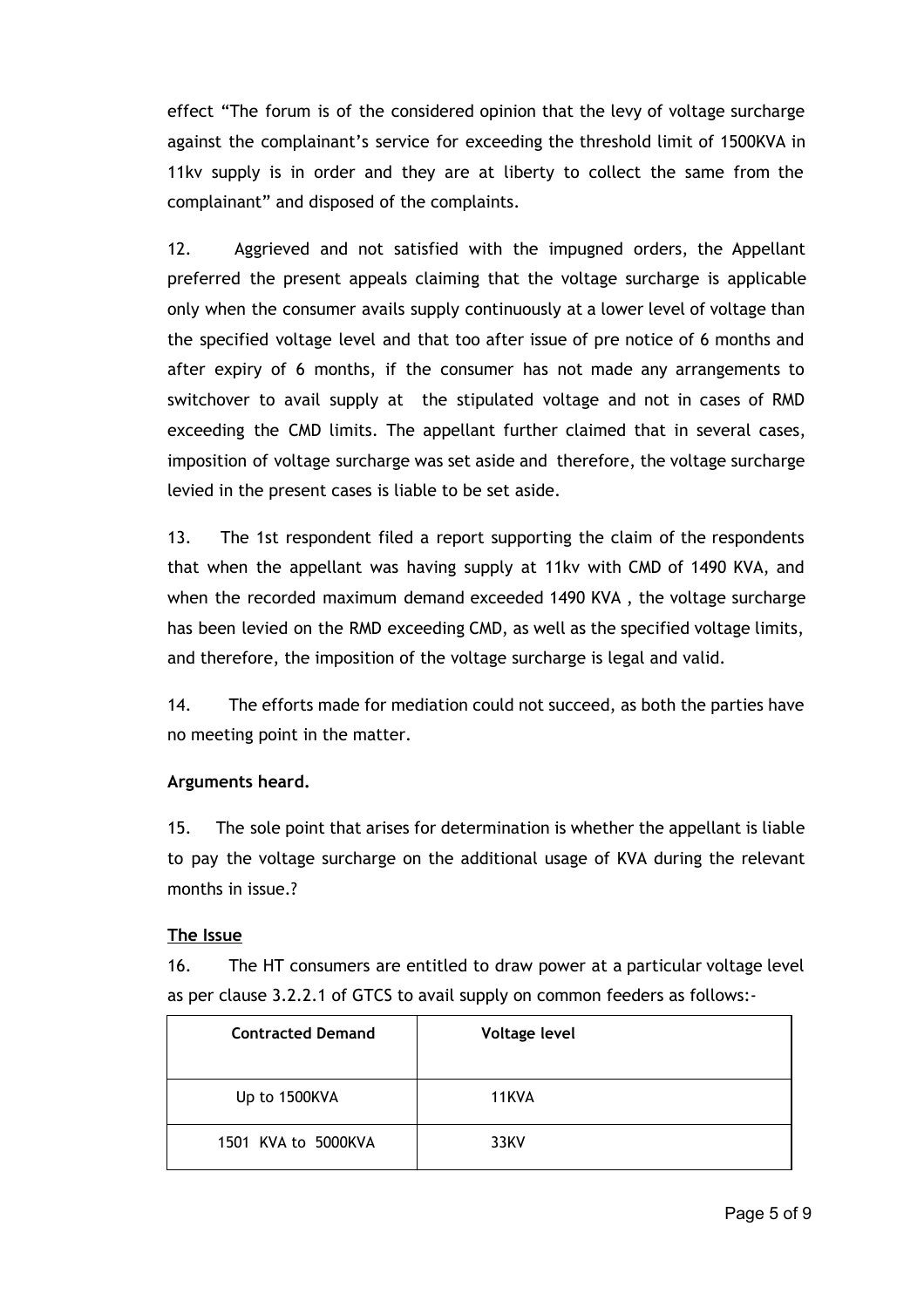effect "The forum is of the considered opinion that the levy of voltage surcharge against the complainant's service for exceeding the threshold limit of 1500KVA in 11kv supply is in order and they are at liberty to collect the same from the complainant" and disposed of the complaints.

12. Aggrieved and not satisfied with the impugned orders, the Appellant preferred the present appeals claiming that the voltage surcharge is applicable only when the consumer avails supply continuously at a lower level of voltage than the specified voltage level and that too after issue of pre notice of 6 months and after expiry of 6 months, if the consumer has not made any arrangements to switchover to avail supply at the stipulated voltage and not in cases of RMD exceeding the CMD limits. The appellant further claimed that in several cases, imposition of voltage surcharge was set aside and therefore, the voltage surcharge levied in the present cases is liable to be set aside.

13. The 1st respondent filed a report supporting the claim of the respondents that when the appellant was having supply at 11kv with CMD of 1490 KVA, and when the recorded maximum demand exceeded 1490 KVA , the voltage surcharge has been levied on the RMD exceeding CMD, as well as the specified voltage limits, and therefore, the imposition of the voltage surcharge is legal and valid.

14. The efforts made for mediation could not succeed, as both the parties have no meeting point in the matter.

**Arguments heard.**

15. The sole point that arises for determination is whether the appellant is liable to pay the voltage surcharge on the additional usage of KVA during the relevant months in issue.?

**The Issue**

16. The HT consumers are entitled to draw power at a particular voltage level as per clause 3.2.2.1 of GTCS to avail supply on common feeders as follows:-

| Contracted Demand | Voltage level |
|---|---|
| Up to 1500KVA | 11KVA |
| 1501 KVA to 5000KVA | 33KV |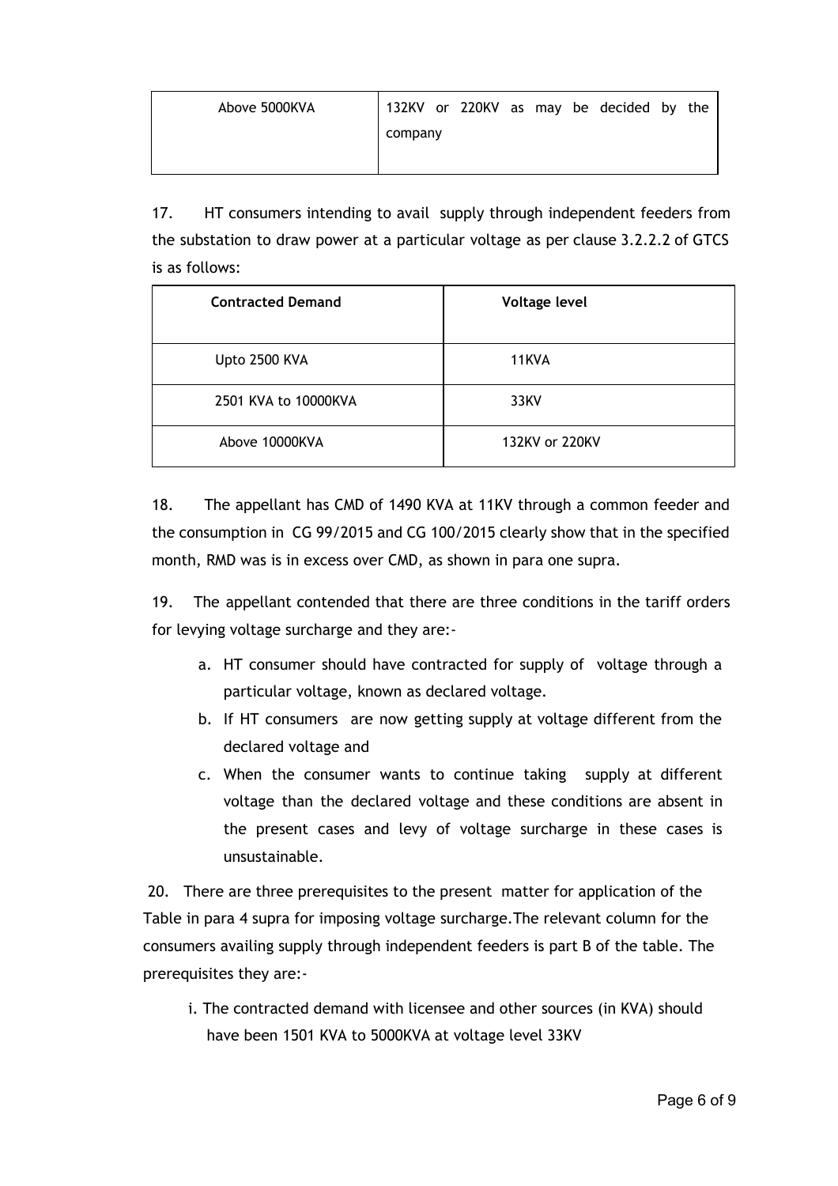| Above 5000KVA | 132KV or 220KV as may be decided by the company |
|---|---|

17. HT consumers intending to avail supply through independent feeders from the substation to draw power at a particular voltage as per clause 3.2.2.2 of GTCS is as follows:

| Contracted Demand | Voltage level |
|---|---|
| Upto 2500 KVA | 11KVA |
| 2501 KVA to 10000KVA | 33KV |
| Above 10000KVA | 132KV or 220KV |

18. The appellant has CMD of 1490 KVA at 11KV through a common feeder and the consumption in CG 99/2015 and CG 100/2015 clearly show that in the specified month, RMD was is in excess over CMD, as shown in para one supra.

19. The appellant contended that there are three conditions in the tariff orders for levying voltage surcharge and they are:-

a. HT consumer should have contracted for supply of voltage through a particular voltage, known as declared voltage.
b. If HT consumers are now getting supply at voltage different from the declared voltage and
c. When the consumer wants to continue taking supply at different voltage than the declared voltage and these conditions are absent in the present cases and levy of voltage surcharge in these cases is unsustainable.

20. There are three prerequisites to the present matter for application of the Table in para 4 supra for imposing voltage surcharge.The relevant column for the consumers availing supply through independent feeders is part B of the table. The prerequisites they are:-

i. The contracted demand with licensee and other sources (in KVA) should have been 1501 KVA to 5000KVA at voltage level 33KV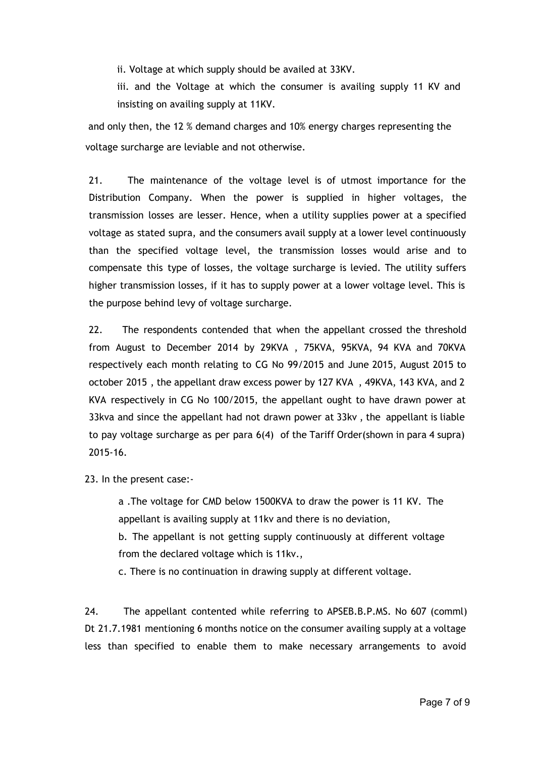ii. Voltage at which supply should be availed at 33KV.

iii. and the Voltage at which the consumer is availing supply 11 KV and insisting on availing supply at 11KV.

and only then, the 12 % demand charges and 10% energy charges representing the voltage surcharge are leviable and not otherwise.

21. The maintenance of the voltage level is of utmost importance for the Distribution Company. When the power is supplied in higher voltages, the transmission losses are lesser. Hence, when a utility supplies power at a specified voltage as stated supra, and the consumers avail supply at a lower level continuously than the specified voltage level, the transmission losses would arise and to compensate this type of losses, the voltage surcharge is levied. The utility suffers higher transmission losses, if it has to supply power at a lower voltage level. This is the purpose behind levy of voltage surcharge.

22. The respondents contended that when the appellant crossed the threshold from August to December 2014 by 29KVA , 75KVA, 95KVA, 94 KVA and 70KVA respectively each month relating to CG No 99/2015 and June 2015, August 2015 to october 2015 , the appellant draw excess power by 127 KVA , 49KVA, 143 KVA, and 2 KVA respectively in CG No 100/2015, the appellant ought to have drawn power at 33kva and since the appellant had not drawn power at 33kv , the appellant is liable to pay voltage surcharge as per para 6(4) of the Tariff Order(shown in para 4 supra) 2015-16.

23. In the present case:-

a .The voltage for CMD below 1500KVA to draw the power is 11 KV. The appellant is availing supply at 11kv and there is no deviation,

b. The appellant is not getting supply continuously at different voltage from the declared voltage which is 11kv.,

c. There is no continuation in drawing supply at different voltage.

24. The appellant contended while referring to APSEB.B.P.MS. No 607 (comml) Dt 21.7.1981 mentioning 6 months notice on the consumer availing supply at a voltage less than specified to enable them to make necessary arrangements to avoid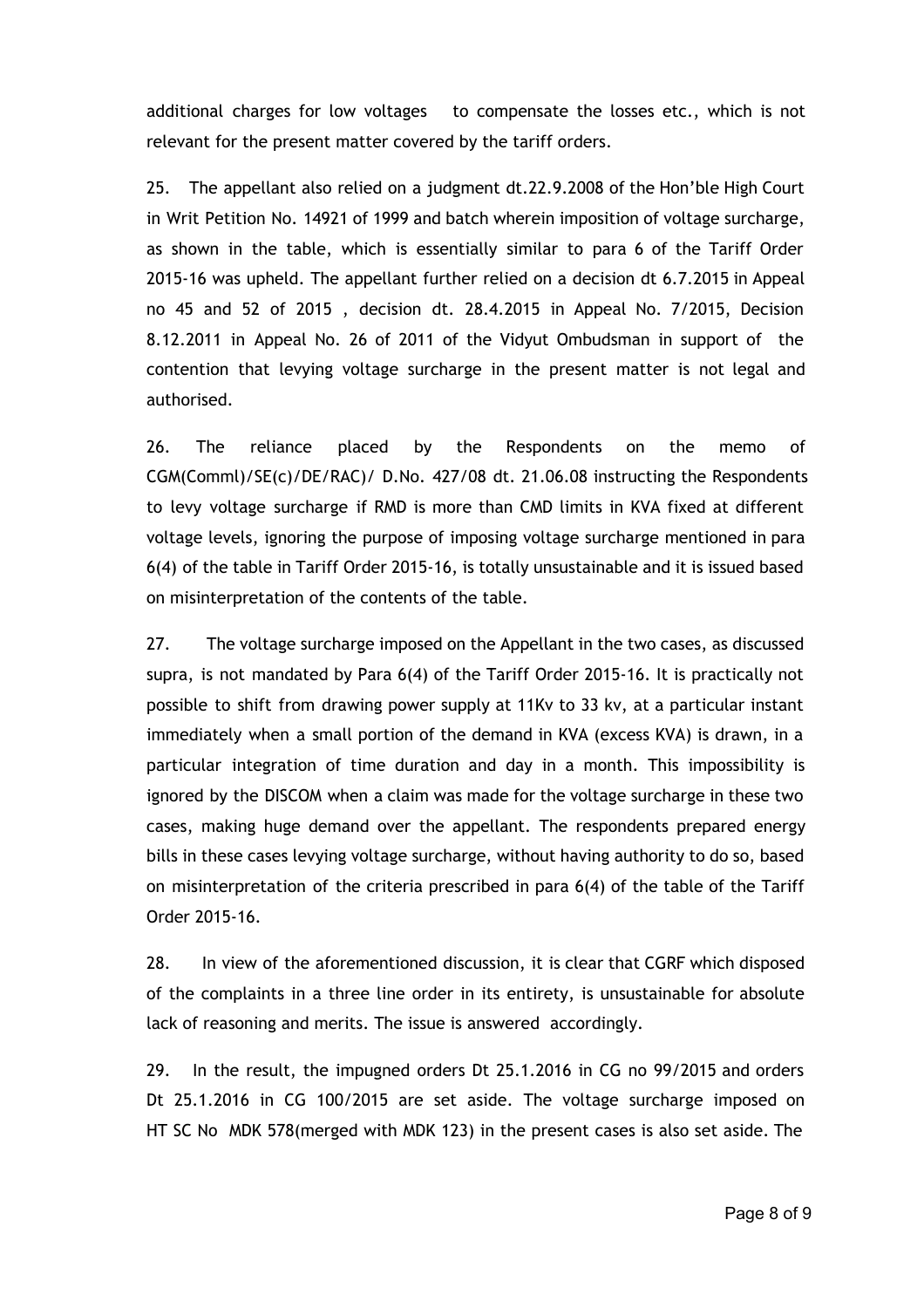additional charges for low voltages to compensate the losses etc., which is not relevant for the present matter covered by the tariff orders.

25. The appellant also relied on a judgment dt.22.9.2008 of the Hon'ble High Court in Writ Petition No. 14921 of 1999 and batch wherein imposition of voltage surcharge, as shown in the table, which is essentially similar to para 6 of the Tariff Order 2015-16 was upheld. The appellant further relied on a decision dt 6.7.2015 in Appeal no 45 and 52 of 2015 , decision dt. 28.4.2015 in Appeal No. 7/2015, Decision 8.12.2011 in Appeal No. 26 of 2011 of the Vidyut Ombudsman in support of the contention that levying voltage surcharge in the present matter is not legal and authorised.

26. The reliance placed by the Respondents on the memo of CGM(Comml)/SE(c)/DE/RAC)/ D.No. 427/08 dt. 21.06.08 instructing the Respondents to levy voltage surcharge if RMD is more than CMD limits in KVA fixed at different voltage levels, ignoring the purpose of imposing voltage surcharge mentioned in para 6(4) of the table in Tariff Order 2015-16, is totally unsustainable and it is issued based on misinterpretation of the contents of the table.

27. The voltage surcharge imposed on the Appellant in the two cases, as discussed supra, is not mandated by Para 6(4) of the Tariff Order 2015-16. It is practically not possible to shift from drawing power supply at 11Kv to 33 kv, at a particular instant immediately when a small portion of the demand in KVA (excess KVA) is drawn, in a particular integration of time duration and day in a month. This impossibility is ignored by the DISCOM when a claim was made for the voltage surcharge in these two cases, making huge demand over the appellant. The respondents prepared energy bills in these cases levying voltage surcharge, without having authority to do so, based on misinterpretation of the criteria prescribed in para 6(4) of the table of the Tariff Order 2015-16.

28. In view of the aforementioned discussion, it is clear that CGRF which disposed of the complaints in a three line order in its entirety, is unsustainable for absolute lack of reasoning and merits. The issue is answered accordingly.

29. In the result, the impugned orders Dt 25.1.2016 in CG no 99/2015 and orders Dt 25.1.2016 in CG 100/2015 are set aside. The voltage surcharge imposed on HT SC No MDK 578(merged with MDK 123) in the present cases is also set aside. The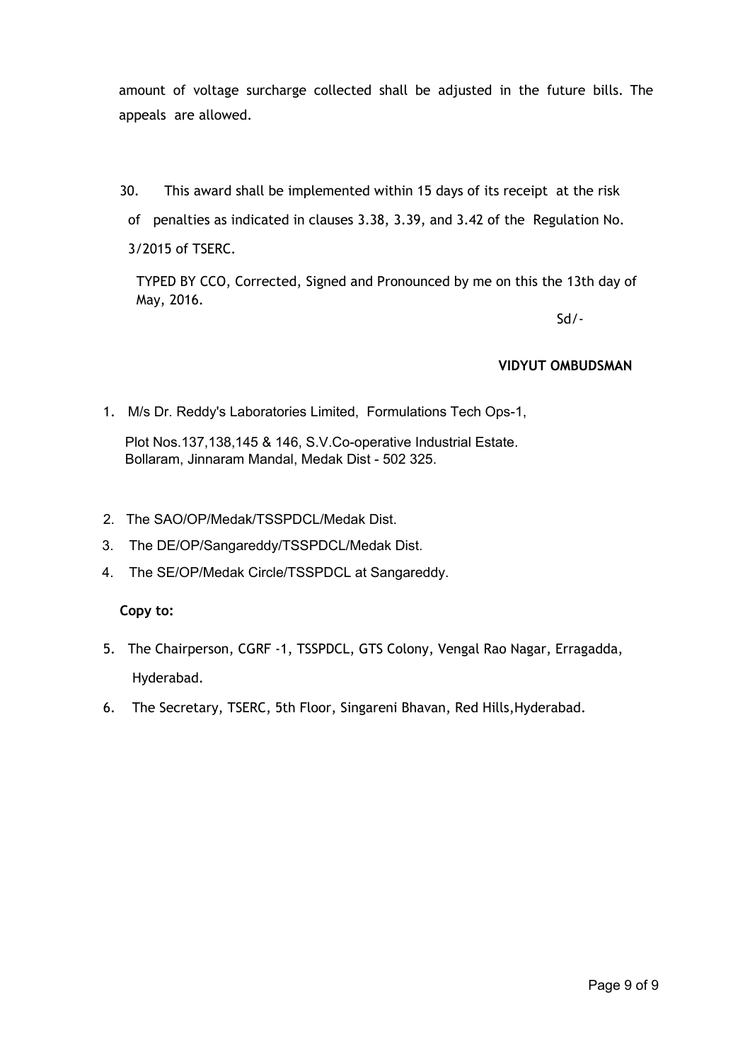amount of voltage surcharge collected shall be adjusted in the future bills. The appeals are allowed.

30. This award shall be implemented within 15 days of its receipt at the risk of penalties as indicated in clauses 3.38, 3.39, and 3.42 of the Regulation No. 3/2015 of TSERC.

TYPED BY CCO, Corrected, Signed and Pronounced by me on this the 13th day of May, 2016.

Sd/-

**VIDYUT OMBUDSMAN**

1. M/s Dr. Reddy's Laboratories Limited, Formulations Tech Ops-1,

   Plot Nos.137,138,145 & 146, S.V.Co-operative Industrial Estate.
   Bollaram, Jinnaram Mandal, Medak Dist - 502 325.

2. The SAO/OP/Medak/TSSPDCL/Medak Dist.
3. The DE/OP/Sangareddy/TSSPDCL/Medak Dist.
4. The SE/OP/Medak Circle/TSSPDCL at Sangareddy.

**Copy to:**

5. The Chairperson, CGRF -1, TSSPDCL, GTS Colony, Vengal Rao Nagar, Erragadda, Hyderabad.
6. The Secretary, TSERC, 5th Floor, Singareni Bhavan, Red Hills,Hyderabad.